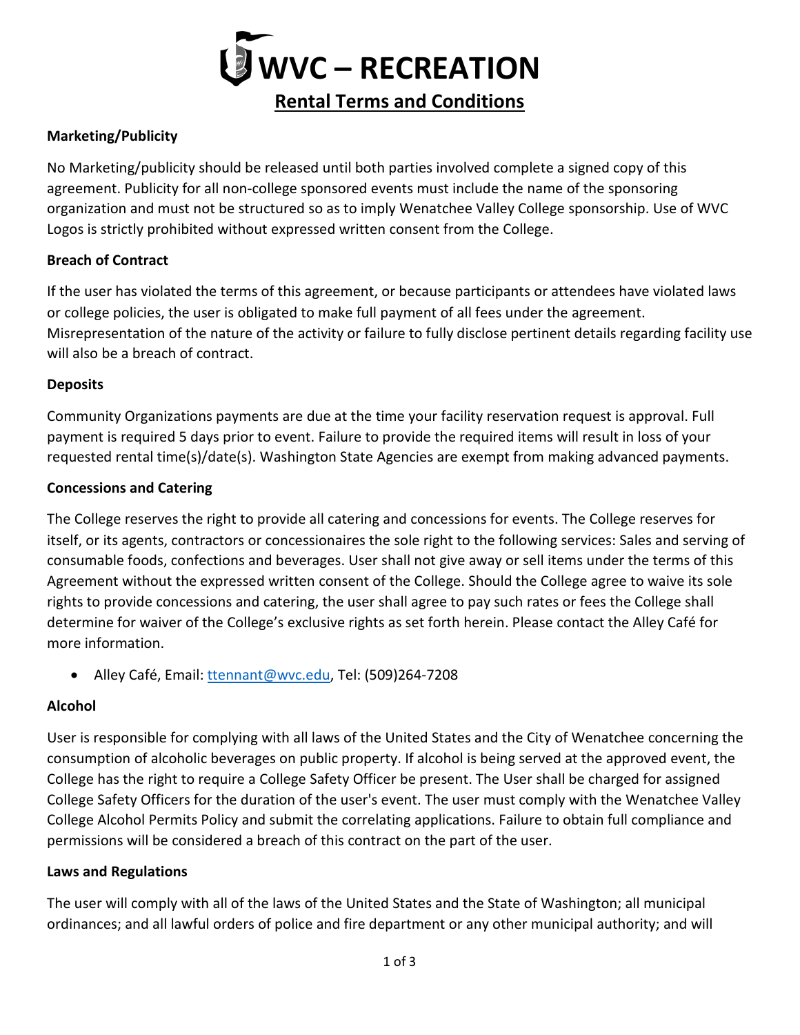# WVC – RECREATION

## Rental Terms and Conditions

### Marketing/Publicity

No Marketing/publicity should be released until both parties involved complete a signed copy of this agreement. Publicity for all non-college sponsored events must include the name of the sponsoring organization and must not be structured so as to imply Wenatchee Valley College sponsorship. Use of WVC Logos is strictly prohibited without expressed written consent from the College.

### Breach of Contract

If the user has violated the terms of this agreement, or because participants or attendees have violated laws or college policies, the user is obligated to make full payment of all fees under the agreement. Misrepresentation of the nature of the activity or failure to fully disclose pertinent details regarding facility use will also be a breach of contract.

### Deposits

Community Organizations payments are due at the time your facility reservation request is approval. Full payment is required 5 days prior to event. Failure to provide the required items will result in loss of your requested rental time(s)/date(s). Washington State Agencies are exempt from making advanced payments.

### Concessions and Catering

The College reserves the right to provide all catering and concessions for events. The College reserves for itself, or its agents, contractors or concessionaires the sole right to the following services: Sales and serving of consumable foods, confections and beverages. User shall not give away or sell items under the terms of this Agreement without the expressed written consent of the College. Should the College agree to waive its sole rights to provide concessions and catering, the user shall agree to pay such rates or fees the College shall determine for waiver of the College's exclusive rights as set forth herein. Please contact the Alley Café for more information.

- Alley Café, Email: ttennant@wvc.edu, Tel: (509)264-7208

### Alcohol

User is responsible for complying with all laws of the United States and the City of Wenatchee concerning the consumption of alcoholic beverages on public property. If alcohol is being served at the approved event, the College has the right to require a College Safety Officer be present. The User shall be charged for assigned College Safety Officers for the duration of the user's event. The user must comply with the Wenatchee Valley College Alcohol Permits Policy and submit the correlating applications. Failure to obtain full compliance and permissions will be considered a breach of this contract on the part of the user.

### Laws and Regulations

The user will comply with all of the laws of the United States and the State of Washington; all municipal ordinances; and all lawful orders of police and fire department or any other municipal authority; and will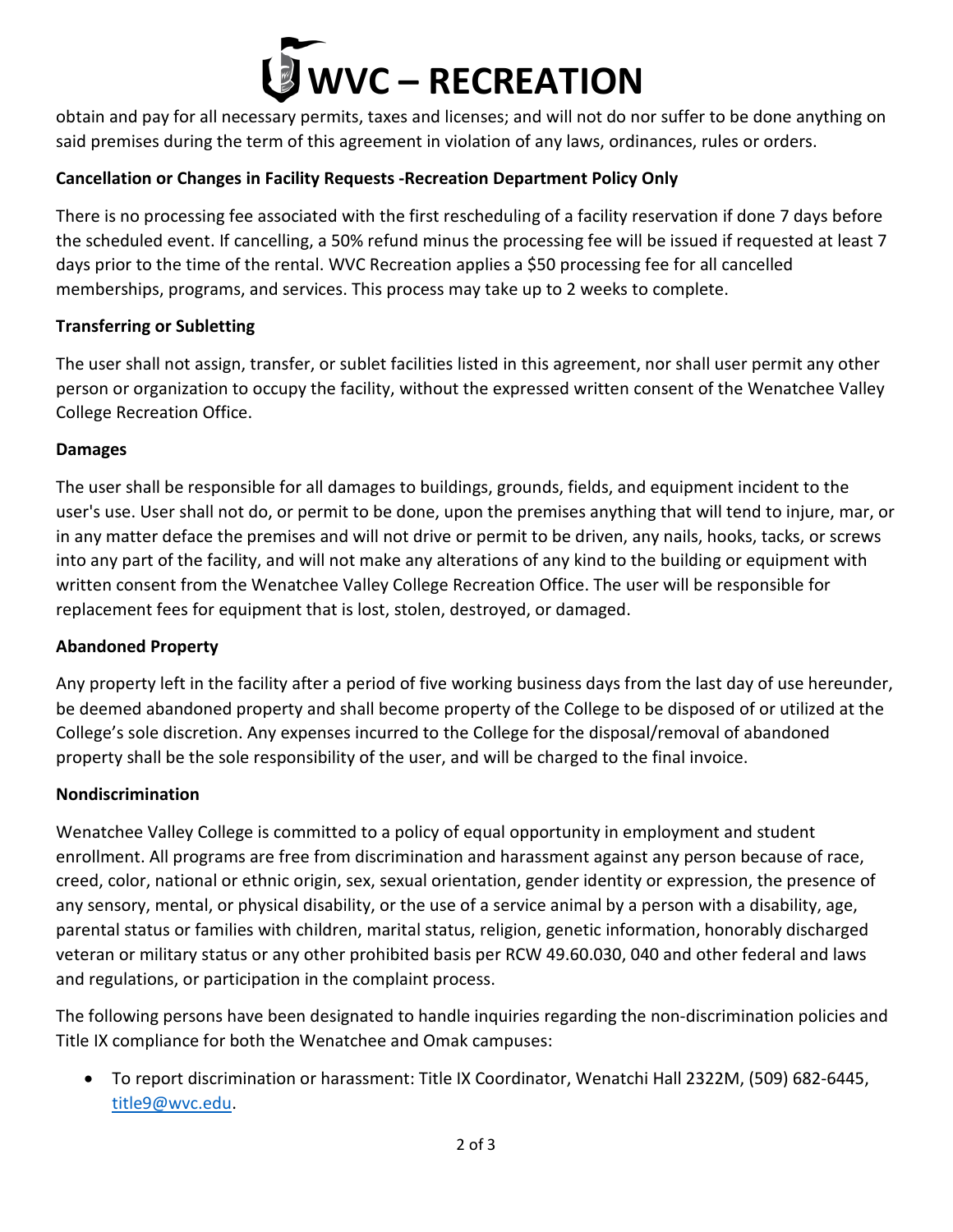obtain and pay for all necessary permits, taxes and licenses; and will not do nor suffer to be done anything on said premises during the term of this agreement in violation of any laws, ordinances, rules or orders.

**Cancellation or Changes in Facility Requests -Recreation Department Policy Only**

There is no processing fee associated with the first rescheduling of a facility reservation if done 7 days before the scheduled event. If cancelling, a 50% refund minus the processing fee will be issued if requested at least 7 days prior to the time of the rental. WVC Recreation applies a $50 processing fee for all cancelled memberships, programs, and services. This process may take up to 2 weeks to complete.

**Transferring or Subletting**

The user shall not assign, transfer, or sublet facilities listed in this agreement, nor shall user permit any other person or organization to occupy the facility, without the expressed written consent of the Wenatchee Valley College Recreation Office.

**Damages**

The user shall be responsible for all damages to buildings, grounds, fields, and equipment incident to the user's use. User shall not do, or permit to be done, upon the premises anything that will tend to injure, mar, or in any matter deface the premises and will not drive or permit to be driven, any nails, hooks, tacks, or screws into any part of the facility, and will not make any alterations of any kind to the building or equipment with written consent from the Wenatchee Valley College Recreation Office. The user will be responsible for replacement fees for equipment that is lost, stolen, destroyed, or damaged.

**Abandoned Property**

Any property left in the facility after a period of five working business days from the last day of use hereunder, be deemed abandoned property and shall become property of the College to be disposed of or utilized at the College's sole discretion. Any expenses incurred to the College for the disposal/removal of abandoned property shall be the sole responsibility of the user, and will be charged to the final invoice.

**Nondiscrimination**

Wenatchee Valley College is committed to a policy of equal opportunity in employment and student enrollment. All programs are free from discrimination and harassment against any person because of race, creed, color, national or ethnic origin, sex, sexual orientation, gender identity or expression, the presence of any sensory, mental, or physical disability, or the use of a service animal by a person with a disability, age, parental status or families with children, marital status, religion, genetic information, honorably discharged veteran or military status or any other prohibited basis per RCW 49.60.030, 040 and other federal and laws and regulations, or participation in the complaint process.

The following persons have been designated to handle inquiries regarding the non-discrimination policies and Title IX compliance for both the Wenatchee and Omak campuses:

- To report discrimination or harassment: Title IX Coordinator, Wenatchi Hall 2322M, (509) 682-6445, title9@wvc.edu.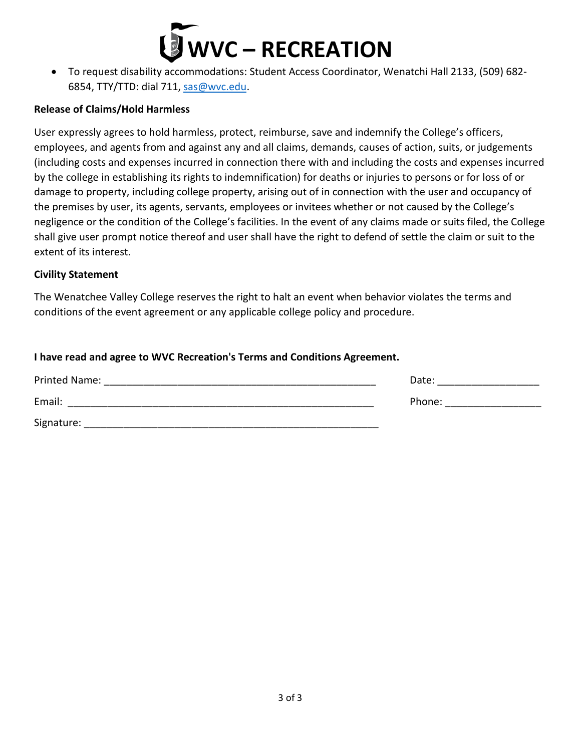# WVC – RECREATION

- To request disability accommodations: Student Access Coordinator, Wenatchi Hall 2133, (509) 682-6854, TTY/TTD: dial 711, sas@wvc.edu.

**Release of Claims/Hold Harmless**

User expressly agrees to hold harmless, protect, reimburse, save and indemnify the College's officers, employees, and agents from and against any and all claims, demands, causes of action, suits, or judgements (including costs and expenses incurred in connection there with and including the costs and expenses incurred by the college in establishing its rights to indemnification) for deaths or injuries to persons or for loss of or damage to property, including college property, arising out of in connection with the user and occupancy of the premises by user, its agents, servants, employees or invitees whether or not caused by the College's negligence or the condition of the College's facilities. In the event of any claims made or suits filed, the College shall give user prompt notice thereof and user shall have the right to defend of settle the claim or suit to the extent of its interest.

**Civility Statement**

The Wenatchee Valley College reserves the right to halt an event when behavior violates the terms and conditions of the event agreement or any applicable college policy and procedure.

**I have read and agree to WVC Recreation's Terms and Conditions Agreement.**

Printed Name: ________________________________________________ Date: ________________

Email: ______________________________________________________ Phone: ________________

Signature: ____________________________________________________